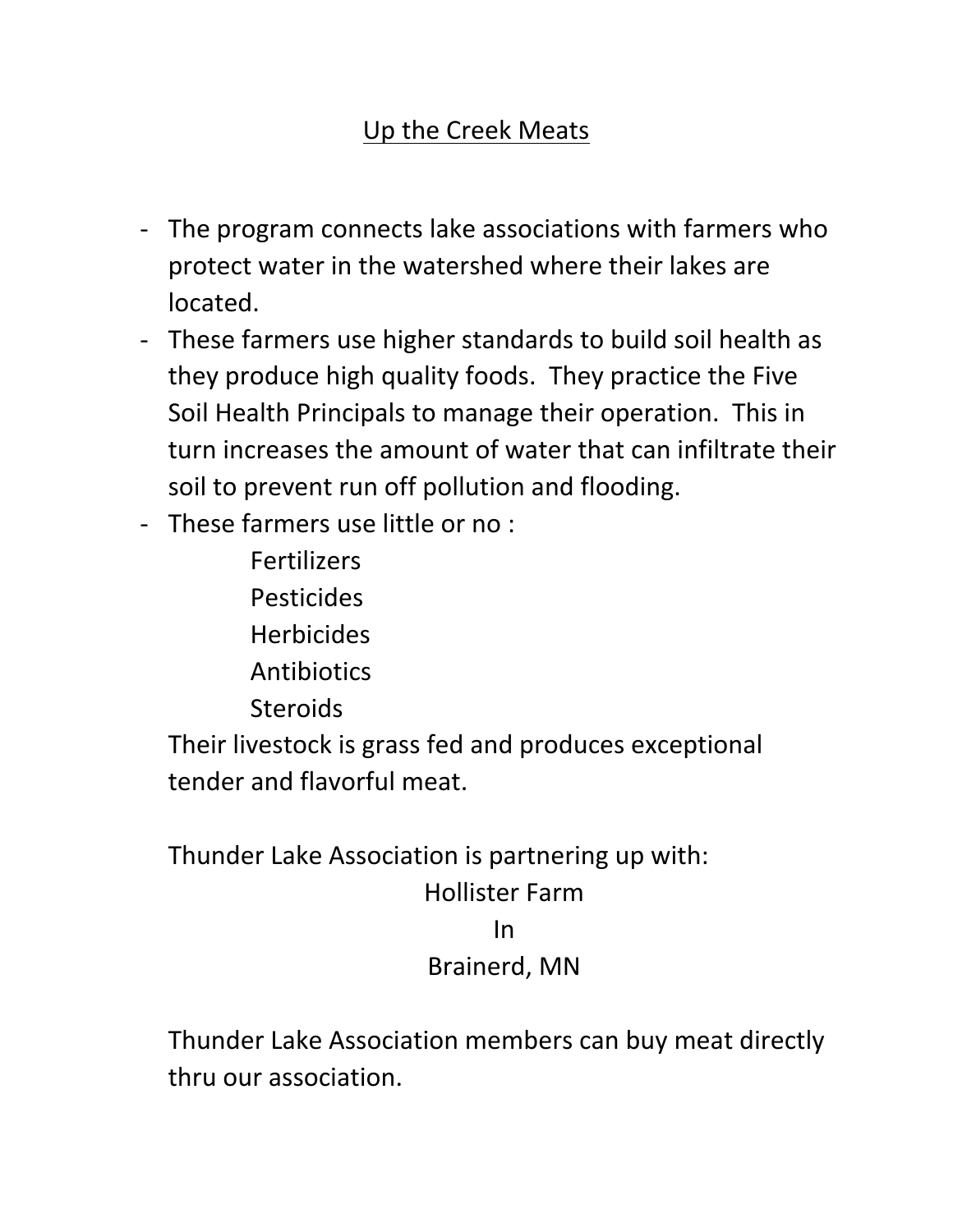# Up the Creek Meats

- The program connects lake associations with farmers who protect water in the watershed where their lakes are located.
- These farmers use higher standards to build soil health as they produce high quality foods. They practice the Five Soil Health Principals to manage their operation. This in turn increases the amount of water that can infiltrate their soil to prevent run off pollution and flooding.
- These farmers use little or no :

  Fertilizers
  Pesticides
  Herbicides
  Antibiotics
  Steroids

  Their livestock is grass fed and produces exceptional tender and flavorful meat.

  Thunder Lake Association is partnering up with:

  Hollister Farm
  In
  Brainerd, MN

  Thunder Lake Association members can buy meat directly thru our association.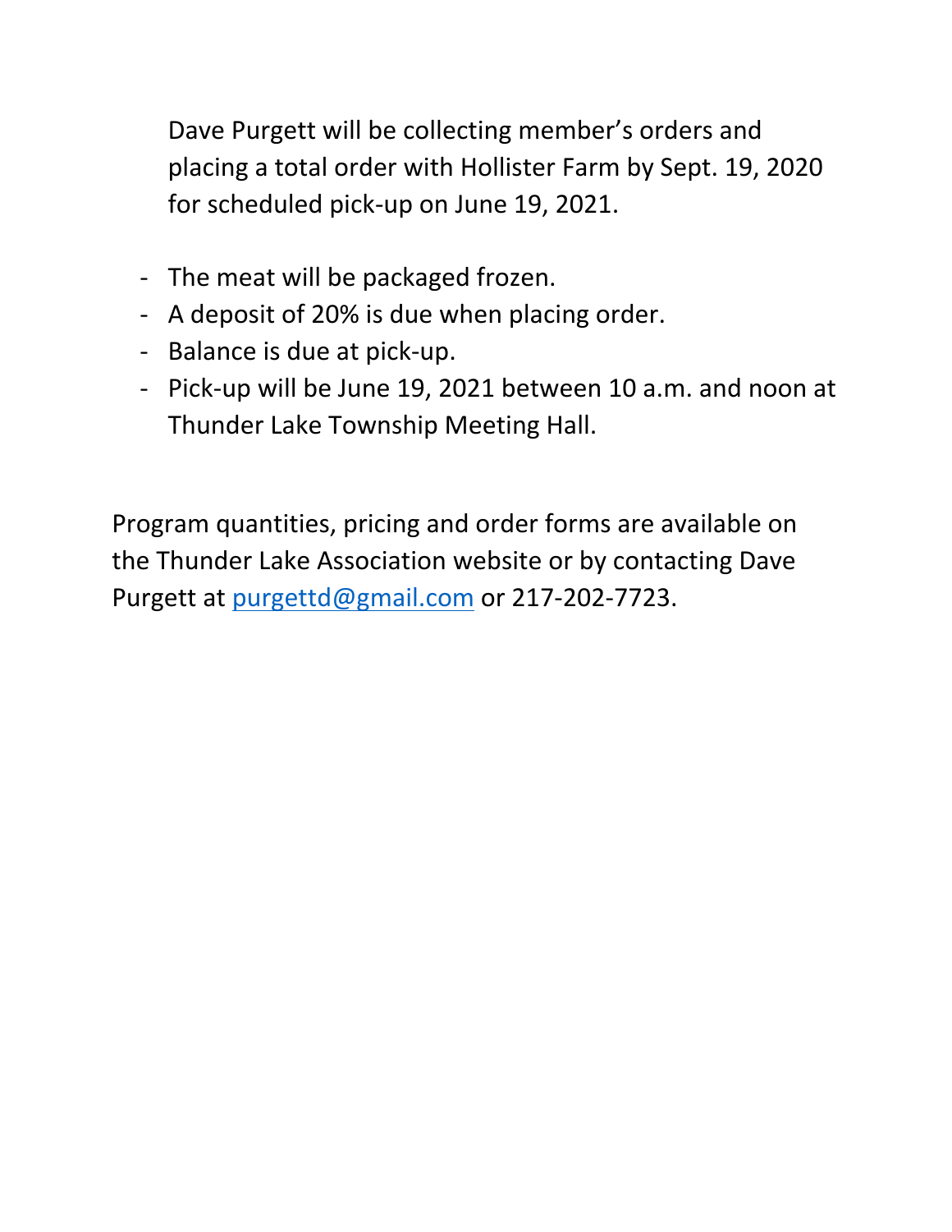Dave Purgett will be collecting member's orders and placing a total order with Hollister Farm by Sept. 19, 2020 for scheduled pick-up on June 19, 2021.

- The meat will be packaged frozen.
- A deposit of 20% is due when placing order.
- Balance is due at pick-up.
- Pick-up will be June 19, 2021 between 10 a.m. and noon at Thunder Lake Township Meeting Hall.

Program quantities, pricing and order forms are available on the Thunder Lake Association website or by contacting Dave Purgett at purgettd@gmail.com or 217-202-7723.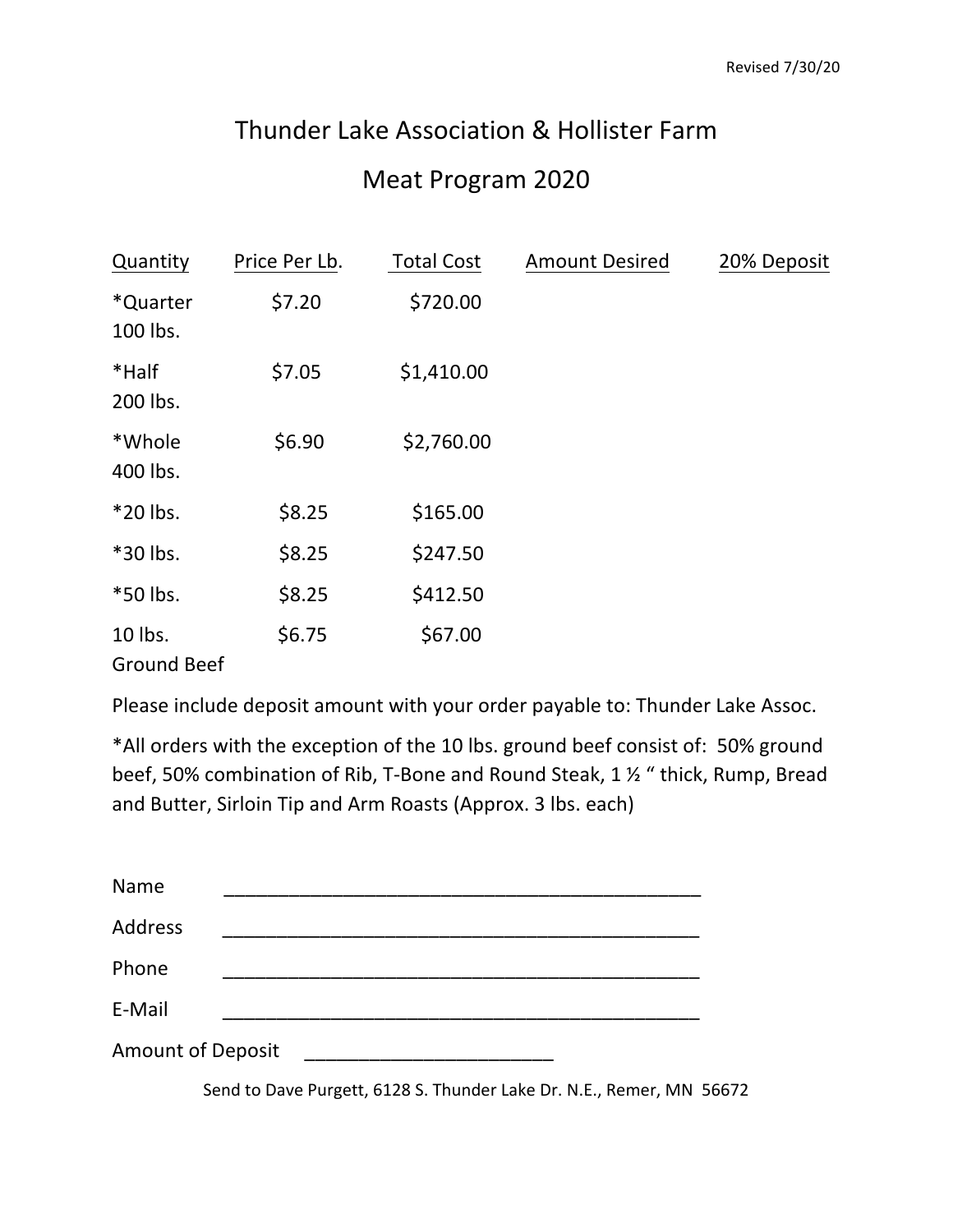Revised 7/30/20

# Thunder Lake Association & Hollister Farm

## Meat Program 2020

| Quantity | Price Per Lb. | Total Cost | Amount Desired | 20% Deposit |
|---|---|---|---|---|
| *Quarter 100 lbs. | $7.20 | $720.00 | | |
| *Half 200 lbs. | $7.05 | $1,410.00 | | |
| *Whole 400 lbs. | $6.90 | $2,760.00 | | |
| *20 lbs. | $8.25 | $165.00 | | |
| *30 lbs. | $8.25 | $247.50 | | |
| *50 lbs. | $8.25 | $412.50 | | |
| 10 lbs. Ground Beef | $6.75 | $67.00 | | |

Please include deposit amount with your order payable to: Thunder Lake Assoc.

*All orders with the exception of the 10 lbs. ground beef consist of: 50% ground beef, 50% combination of Rib, T-Bone and Round Steak, 1 ½ " thick, Rump, Bread and Butter, Sirloin Tip and Arm Roasts (Approx. 3 lbs. each)

Name ______________________________________________

Address ______________________________________________

Phone ______________________________________________

E-Mail ______________________________________________

Amount of Deposit ______________________

Send to Dave Purgett, 6128 S. Thunder Lake Dr. N.E., Remer, MN 56672